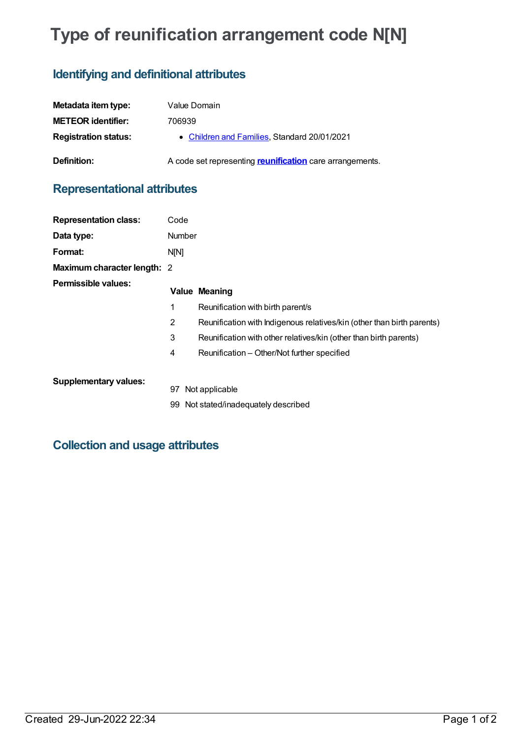# Type of reunification arrangement code N[N]

## Identifying and definitional attributes

| | |
|---|---|
| **Metadata item type:** | Value Domain |
| **METEOR identifier:** | 706939 |
| **Registration status:** | • Children and Families, Standard 20/01/2021 |
| **Definition:** | A code set representing **reunification** care arrangements. |

## Representational attributes

| | |
|---|---|
| **Representation class:** | Code |
| **Data type:** | Number |
| **Format:** | N[N] |
| **Maximum character length:** | 2 |

**Permissible values:**

| Value | Meaning |
|---|---|
| 1 | Reunification with birth parent/s |
| 2 | Reunification with Indigenous relatives/kin (other than birth parents) |
| 3 | Reunification with other relatives/kin (other than birth parents) |
| 4 | Reunification – Other/Not further specified |

**Supplementary values:**

| Value | Meaning |
|---|---|
| 97 | Not applicable |
| 99 | Not stated/inadequately described |

## Collection and usage attributes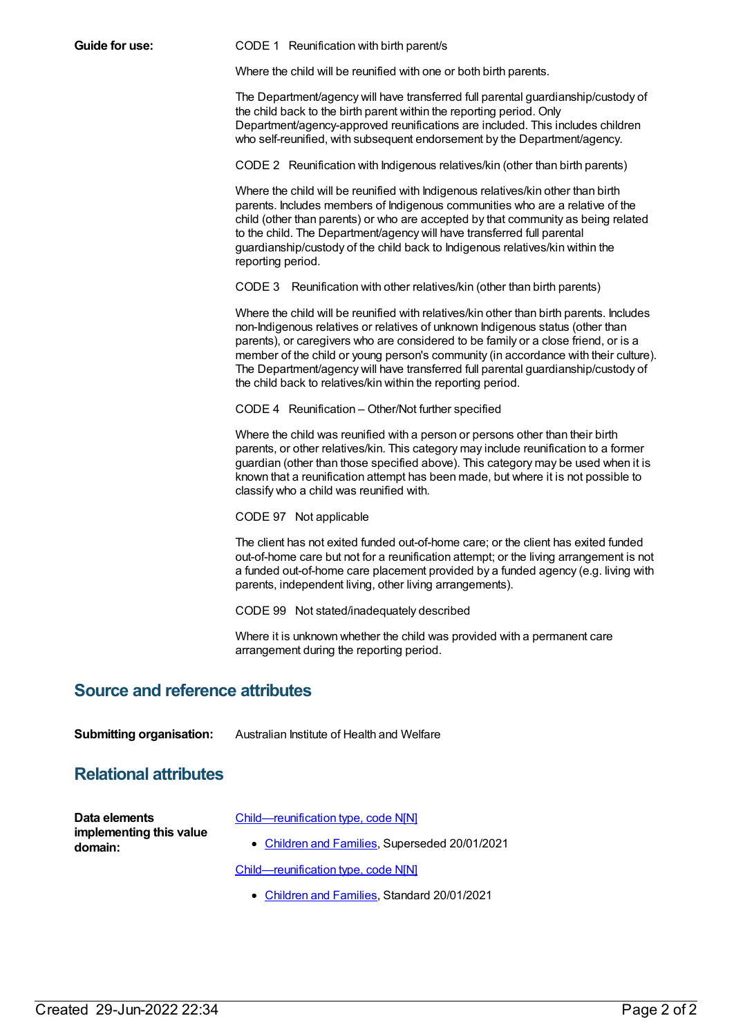**Guide for use:**

CODE 1 Reunification with birth parent/s

Where the child will be reunified with one or both birth parents.

The Department/agency will have transferred full parental guardianship/custody of the child back to the birth parent within the reporting period. Only Department/agency-approved reunifications are included. This includes children who self-reunified, with subsequent endorsement by the Department/agency.

CODE 2 Reunification with Indigenous relatives/kin (other than birth parents)

Where the child will be reunified with Indigenous relatives/kin other than birth parents. Includes members of Indigenous communities who are a relative of the child (other than parents) or who are accepted by that community as being related to the child. The Department/agency will have transferred full parental guardianship/custody of the child back to Indigenous relatives/kin within the reporting period.

CODE 3 Reunification with other relatives/kin (other than birth parents)

Where the child will be reunified with relatives/kin other than birth parents. Includes non-Indigenous relatives or relatives of unknown Indigenous status (other than parents), or caregivers who are considered to be family or a close friend, or is a member of the child or young person's community (in accordance with their culture). The Department/agency will have transferred full parental guardianship/custody of the child back to relatives/kin within the reporting period.

CODE 4 Reunification – Other/Not further specified

Where the child was reunified with a person or persons other than their birth parents, or other relatives/kin. This category may include reunification to a former guardian (other than those specified above). This category may be used when it is known that a reunification attempt has been made, but where it is not possible to classify who a child was reunified with.

CODE 97 Not applicable

The client has not exited funded out-of-home care; or the client has exited funded out-of-home care but not for a reunification attempt; or the living arrangement is not a funded out-of-home care placement provided by a funded agency (e.g. living with parents, independent living, other living arrangements).

CODE 99 Not stated/inadequately described

Where it is unknown whether the child was provided with a permanent care arrangement during the reporting period.

## Source and reference attributes

**Submitting organisation:** Australian Institute of Health and Welfare

## Relational attributes

**Data elements implementing this value domain:**

Child—reunification type, code N[N]

- Children and Families, Superseded 20/01/2021

Child—reunification type, code N[N]

- Children and Families, Standard 20/01/2021